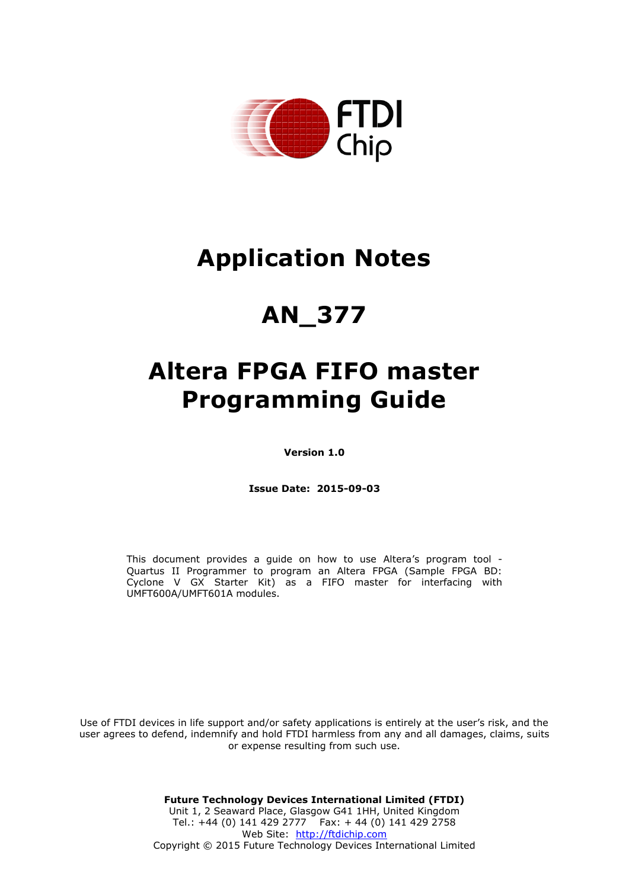# Application Notes

# AN_377

# Altera FPGA FIFO master Programming Guide

**Version 1.0**

**Issue Date: 2015-09-03**

This document provides a guide on how to use Altera's program tool - Quartus II Programmer to program an Altera FPGA (Sample FPGA BD: Cyclone V GX Starter Kit) as a FIFO master for interfacing with UMFT600A/UMFT601A modules.

Use of FTDI devices in life support and/or safety applications is entirely at the user's risk, and the user agrees to defend, indemnify and hold FTDI harmless from any and all damages, claims, suits or expense resulting from such use.

**Future Technology Devices International Limited (FTDI)**
Unit 1, 2 Seaward Place, Glasgow G41 1HH, United Kingdom
Tel.: +44 (0) 141 429 2777 Fax: + 44 (0) 141 429 2758
Web Site: http://ftdichip.com
Copyright © 2015 Future Technology Devices International Limited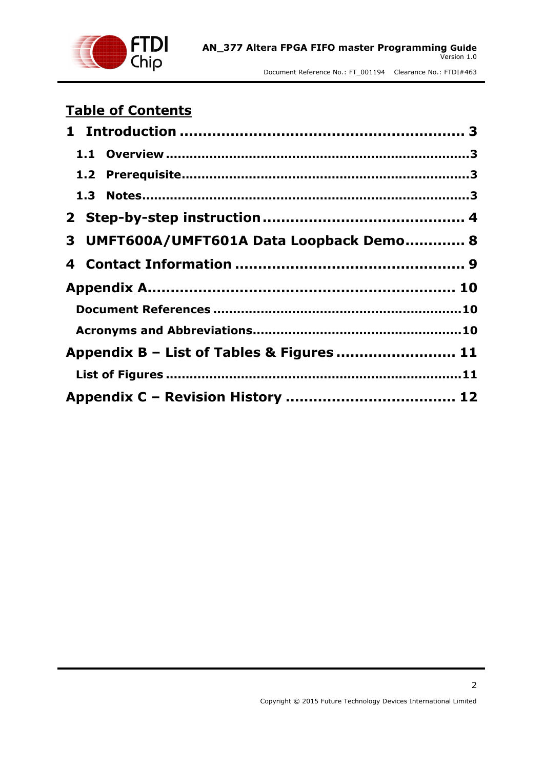# Table of Contents

**1 Introduction ............................................................ 3**

**1.1 Overview ............................................................ 3**

**1.2 Prerequisite ............................................................ 3**

**1.3 Notes ............................................................ 3**

**2 Step-by-step instruction ............................................................ 4**

**3 UMFT600A/UMFT601A Data Loopback Demo ............................................................ 8**

**4 Contact Information ............................................................ 9**

**Appendix A ............................................................ 10**

**Document References ............................................................ 10**

**Acronyms and Abbreviations ............................................................ 10**

**Appendix B – List of Tables & Figures ............................................................ 11**

**List of Figures ............................................................ 11**

**Appendix C – Revision History ............................................................ 12**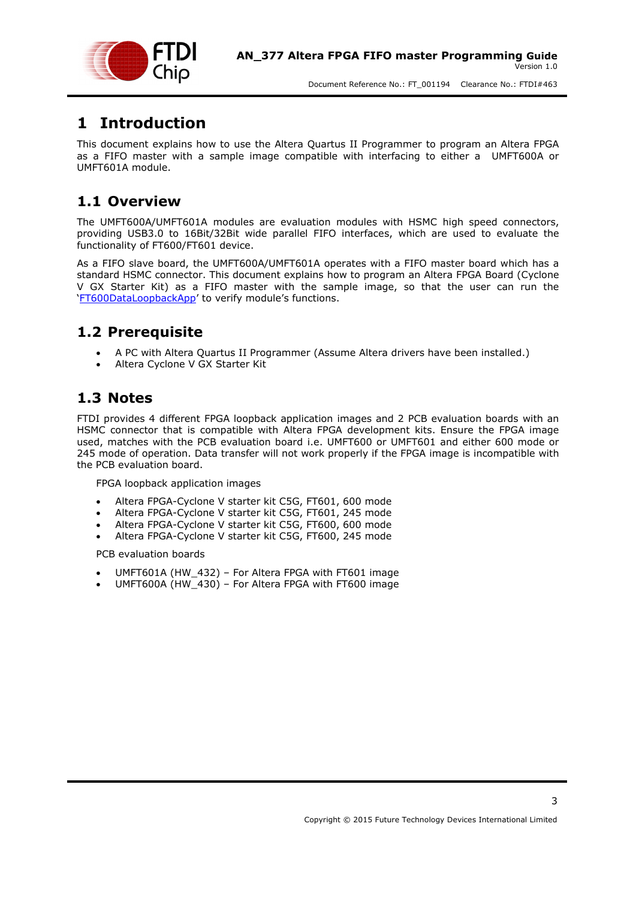# 1 Introduction

This document explains how to use the Altera Quartus II Programmer to program an Altera FPGA as a FIFO master with a sample image compatible with interfacing to either a UMFT600A or UMFT601A module.

## 1.1 Overview

The UMFT600A/UMFT601A modules are evaluation modules with HSMC high speed connectors, providing USB3.0 to 16Bit/32Bit wide parallel FIFO interfaces, which are used to evaluate the functionality of FT600/FT601 device.

As a FIFO slave board, the UMFT600A/UMFT601A operates with a FIFO master board which has a standard HSMC connector. This document explains how to program an Altera FPGA Board (Cyclone V GX Starter Kit) as a FIFO master with the sample image, so that the user can run the 'FT600DataLoopbackApp' to verify module's functions.

## 1.2 Prerequisite

- A PC with Altera Quartus II Programmer (Assume Altera drivers have been installed.)
- Altera Cyclone V GX Starter Kit

## 1.3 Notes

FTDI provides 4 different FPGA loopback application images and 2 PCB evaluation boards with an HSMC connector that is compatible with Altera FPGA development kits. Ensure the FPGA image used, matches with the PCB evaluation board i.e. UMFT600 or UMFT601 and either 600 mode or 245 mode of operation. Data transfer will not work properly if the FPGA image is incompatible with the PCB evaluation board.

FPGA loopback application images

- Altera FPGA-Cyclone V starter kit C5G, FT601, 600 mode
- Altera FPGA-Cyclone V starter kit C5G, FT601, 245 mode
- Altera FPGA-Cyclone V starter kit C5G, FT600, 600 mode
- Altera FPGA-Cyclone V starter kit C5G, FT600, 245 mode

PCB evaluation boards

- UMFT601A (HW_432) – For Altera FPGA with FT601 image
- UMFT600A (HW_430) – For Altera FPGA with FT600 image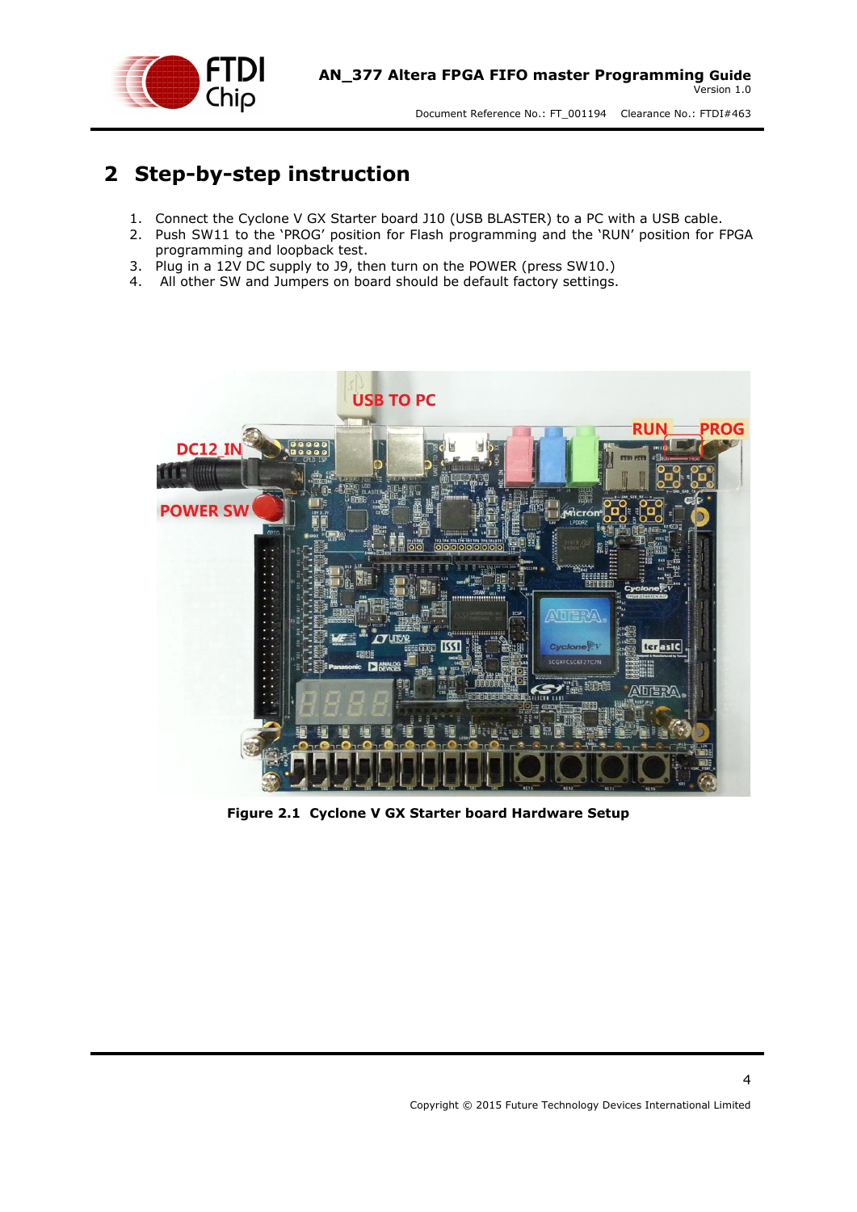# 2 Step-by-step instruction

1. Connect the Cyclone V GX Starter board J10 (USB BLASTER) to a PC with a USB cable.
2. Push SW11 to the 'PROG' position for Flash programming and the 'RUN' position for FPGA programming and loopback test.
3. Plug in a 12V DC supply to J9, then turn on the POWER (press SW10.)
4. All other SW and Jumpers on board should be default factory settings.

**Figure 2.1 Cyclone V GX Starter board Hardware Setup**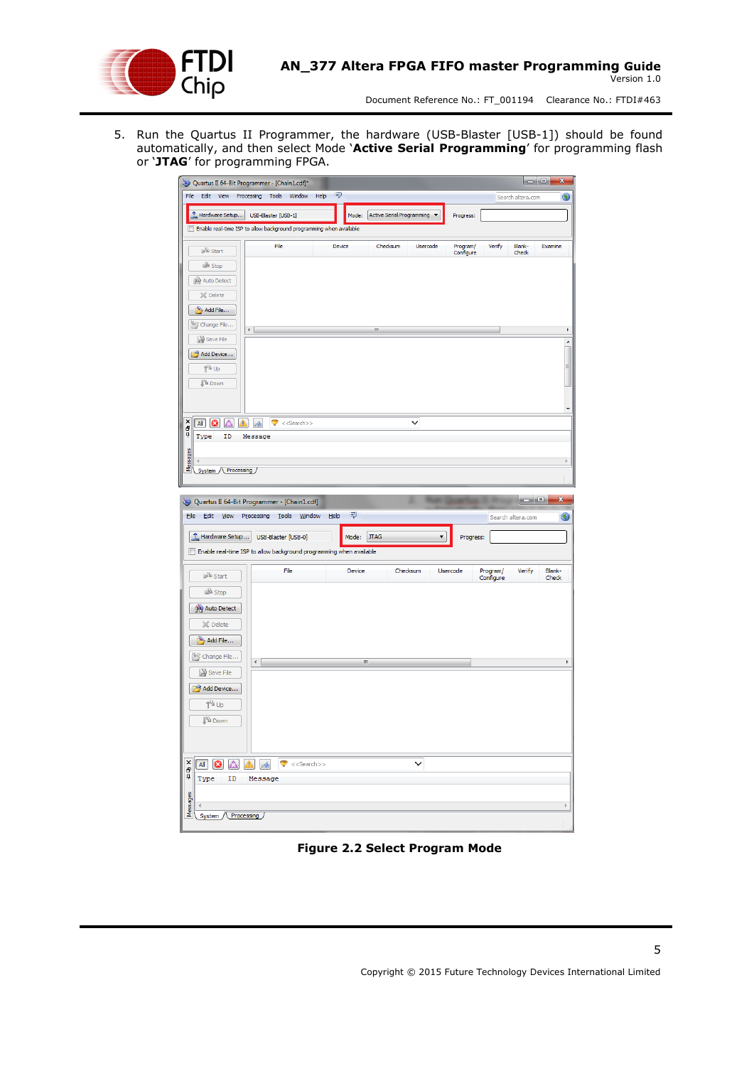5. Run the Quartus II Programmer, the hardware (USB-Blaster [USB-1]) should be found automatically, and then select Mode '**Active Serial Programming**' for programming flash or '**JTAG**' for programming FPGA.

**Figure 2.2 Select Program Mode**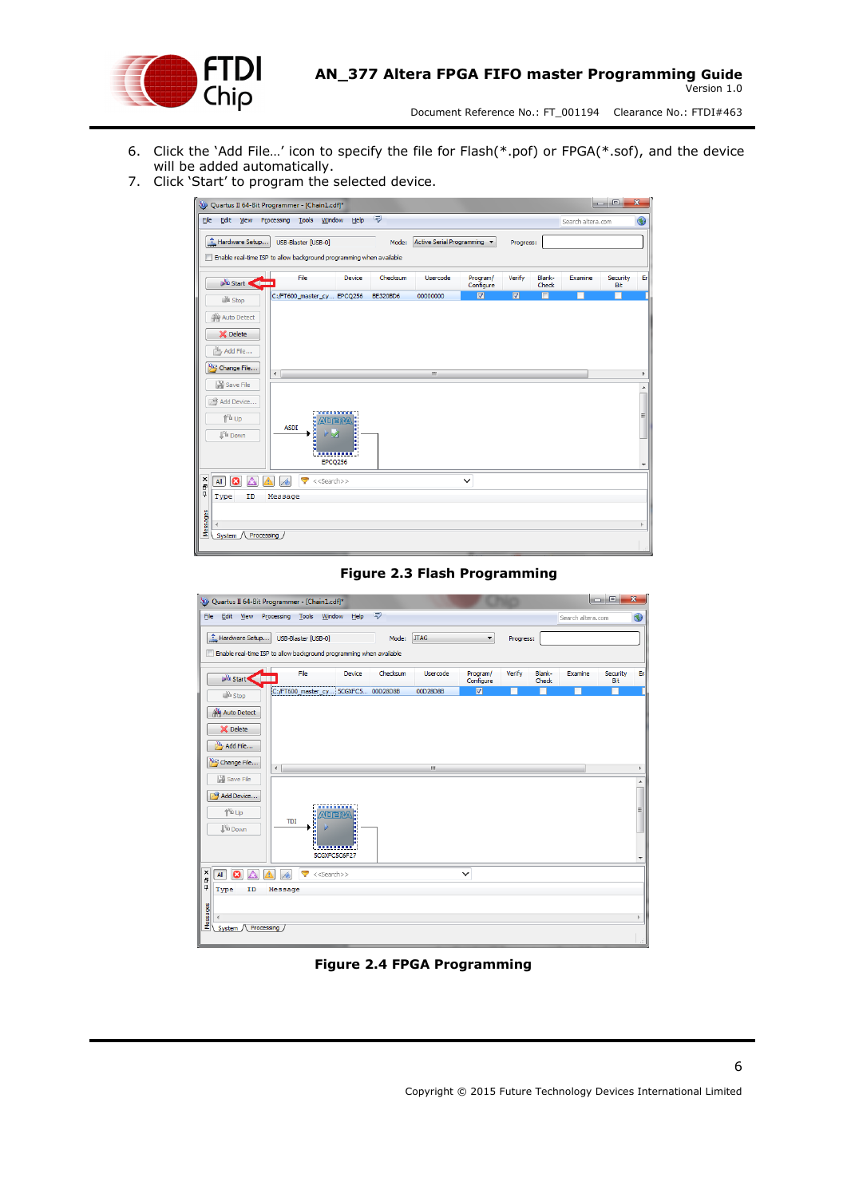6. Click the 'Add File…' icon to specify the file for Flash(*.pof) or FPGA(*.sof), and the device will be added automatically.
7. Click 'Start' to program the selected device.

**Figure 2.3 Flash Programming**

**Figure 2.4 FPGA Programming**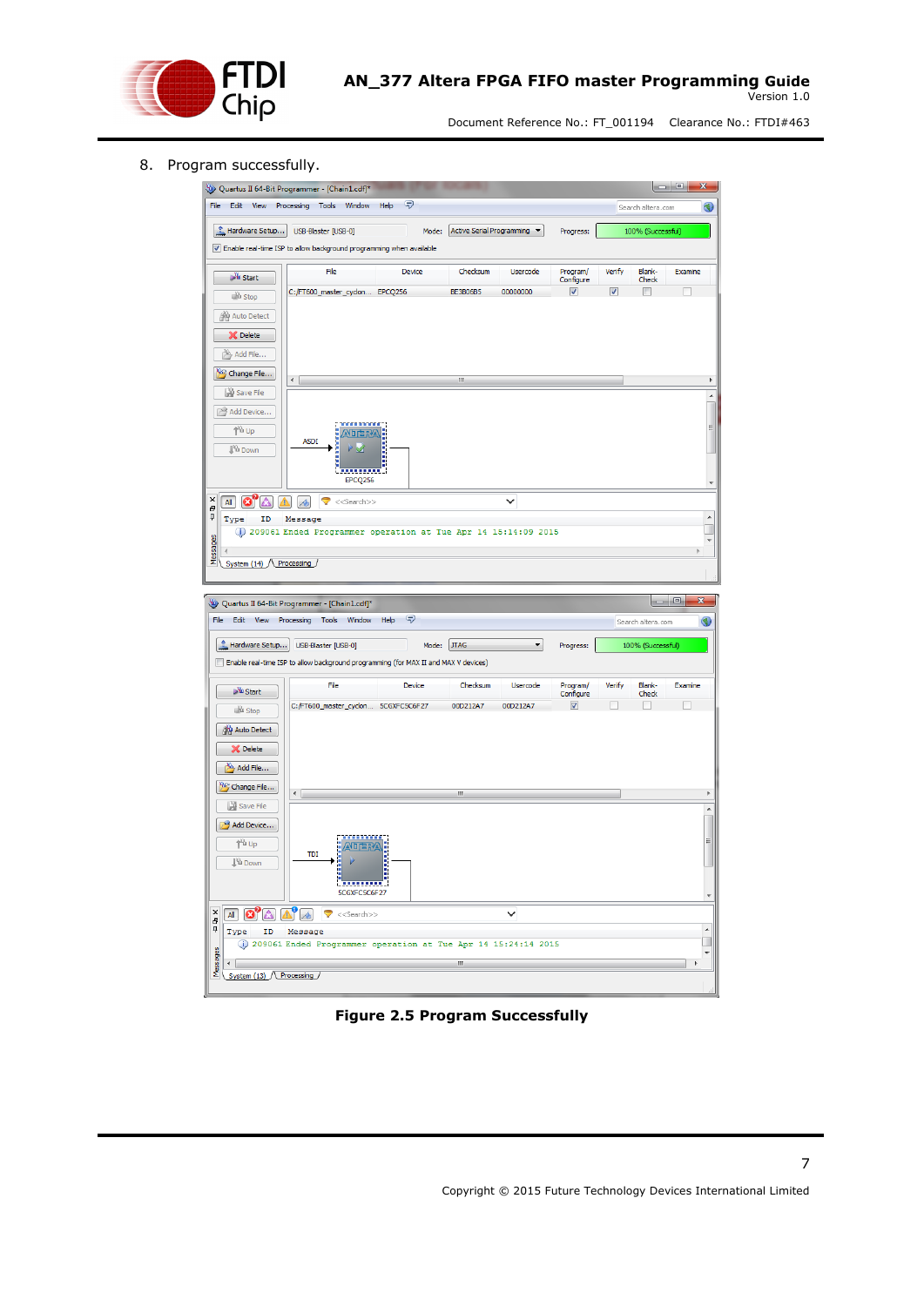8. Program successfully.

**Figure 2.5 Program Successfully**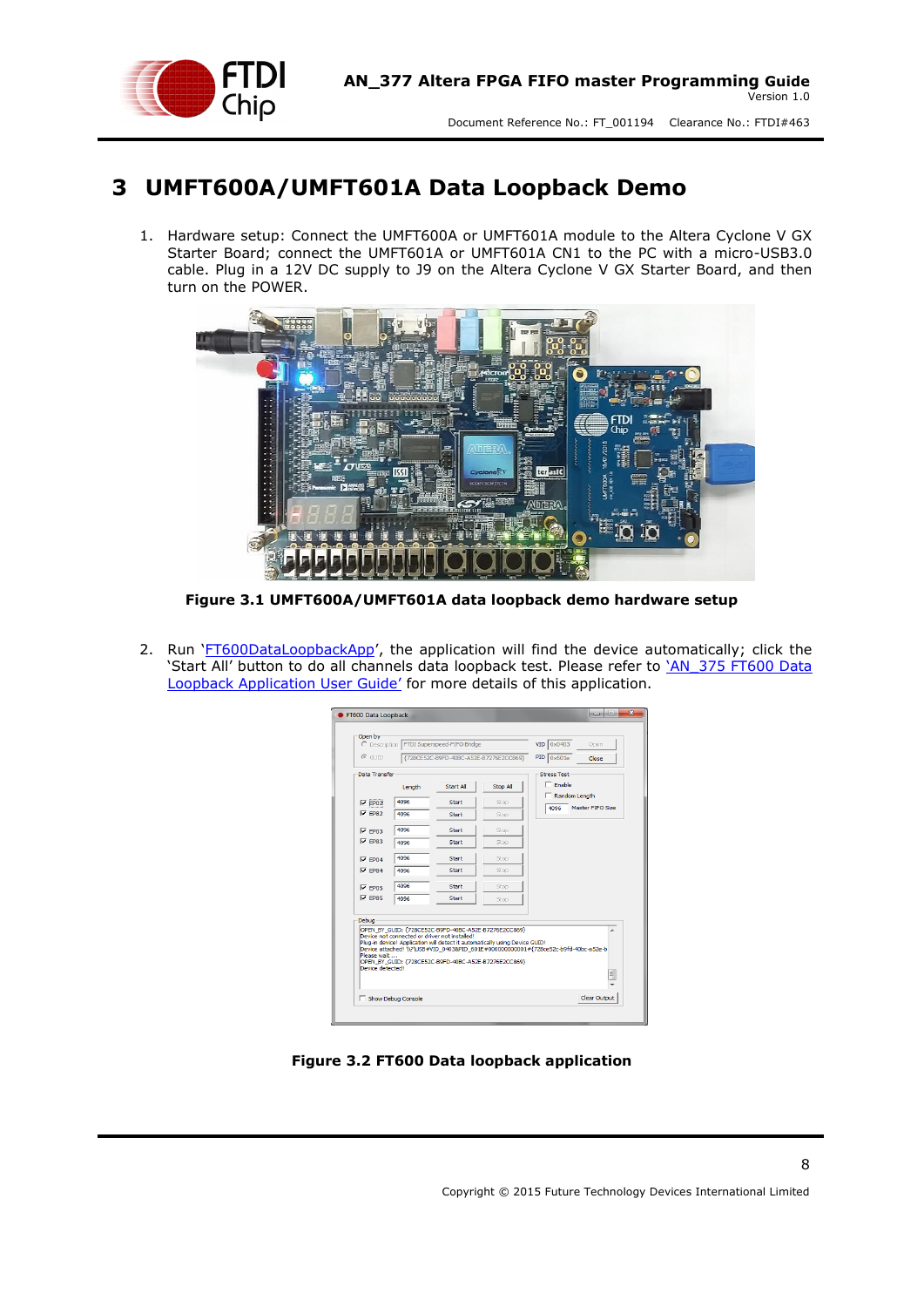# 3 UMFT600A/UMFT601A Data Loopback Demo

1. Hardware setup: Connect the UMFT600A or UMFT601A module to the Altera Cyclone V GX Starter Board; connect the UMFT601A CN1 to the PC with a micro-USB3.0 cable. Plug in a 12V DC supply to J9 on the Altera Cyclone V GX Starter Board, and then turn on the POWER.

**Figure 3.1 UMFT600A/UMFT601A data loopback demo hardware setup**

2. Run 'FT600DataLoopbackApp', the application will find the device automatically; click the 'Start All' button to do all channels data loopback test. Please refer to 'AN_375 FT600 Data Loopback Application User Guide' for more details of this application.

**Figure 3.2 FT600 Data loopback application**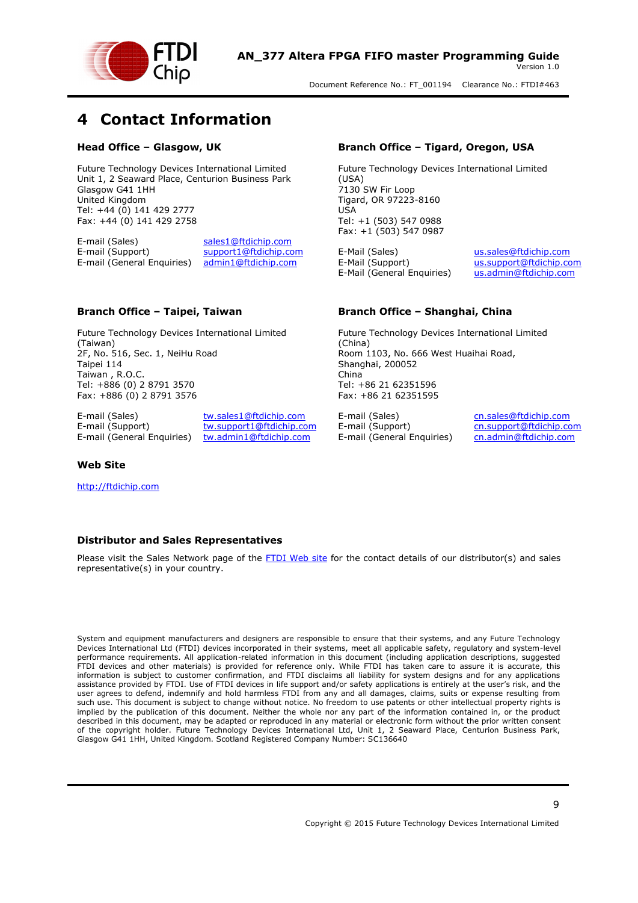# 4 Contact Information

### Head Office – Glasgow, UK

Future Technology Devices International Limited
Unit 1, 2 Seaward Place, Centurion Business Park
Glasgow G41 1HH
United Kingdom
Tel: +44 (0) 141 429 2777
Fax: +44 (0) 141 429 2758

| | |
|---|---|
| E-mail (Sales) | sales1@ftdichip.com |
| E-mail (Support) | support1@ftdichip.com |
| E-mail (General Enquiries) | admin1@ftdichip.com |

### Branch Office – Tigard, Oregon, USA

Future Technology Devices International Limited
(USA)
7130 SW Fir Loop
Tigard, OR 97223-8160
USA
Tel: +1 (503) 547 0988
Fax: +1 (503) 547 0987

| | |
|---|---|
| E-Mail (Sales) | us.sales@ftdichip.com |
| E-Mail (Support) | us.support@ftdichip.com |
| E-Mail (General Enquiries) | us.admin@ftdichip.com |

### Branch Office – Taipei, Taiwan

Future Technology Devices International Limited
(Taiwan)
2F, No. 516, Sec. 1, NeiHu Road
Taipei 114
Taiwan , R.O.C.
Tel: +886 (0) 2 8791 3570
Fax: +886 (0) 2 8791 3576

| | |
|---|---|
| E-mail (Sales) | tw.sales1@ftdichip.com |
| E-mail (Support) | tw.support1@ftdichip.com |
| E-mail (General Enquiries) | tw.admin1@ftdichip.com |

### Branch Office – Shanghai, China

Future Technology Devices International Limited
(China)
Room 1103, No. 666 West Huaihai Road,
Shanghai, 200052
China
Tel: +86 21 62351596
Fax: +86 21 62351595

| | |
|---|---|
| E-mail (Sales) | cn.sales@ftdichip.com |
| E-mail (Support) | cn.support@ftdichip.com |
| E-mail (General Enquiries) | cn.admin@ftdichip.com |

### Web Site

http://ftdichip.com

### Distributor and Sales Representatives

Please visit the Sales Network page of the FTDI Web site for the contact details of our distributor(s) and sales representative(s) in your country.

System and equipment manufacturers and designers are responsible to ensure that their systems, and any Future Technology Devices International Ltd (FTDI) devices incorporated in their systems, meet all applicable safety, regulatory and system-level performance requirements. All application-related information in this document (including application descriptions, suggested FTDI devices and other materials) is provided for reference only. While FTDI has taken care to assure it is accurate, this information is subject to customer confirmation, and FTDI disclaims all liability for system designs and for any applications assistance provided by FTDI. Use of FTDI devices in life support and/or safety applications is entirely at the user's risk, and the user agrees to defend, indemnify and hold harmless FTDI from any and all damages, claims, suits or expense resulting from such use. This document is subject to change without notice. No freedom to use patents or other intellectual property rights is implied by the publication of this document. Neither the whole nor any part of the information contained in, or the product described in this document, may be adapted or reproduced in any material or electronic form without the prior written consent of the copyright holder. Future Technology Devices International Ltd, Unit 1, 2 Seaward Place, Centurion Business Park, Glasgow G41 1HH, United Kingdom. Scotland Registered Company Number: SC136640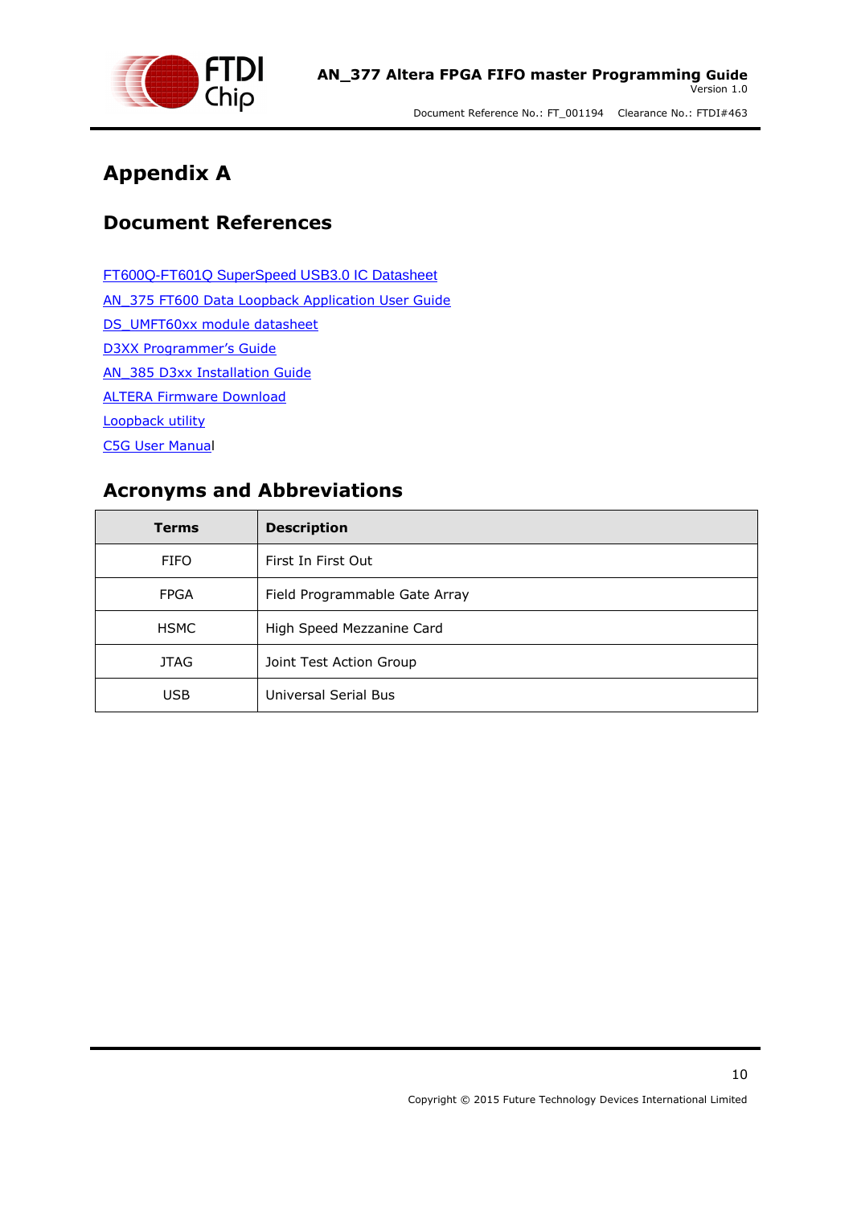# Appendix A

## Document References

FT600Q-FT601Q SuperSpeed USB3.0 IC Datasheet

AN_375 FT600 Data Loopback Application User Guide

DS_UMFT60xx module datasheet

D3XX Programmer's Guide

AN_385 D3xx Installation Guide

ALTERA Firmware Download

Loopback utility

C5G User Manual

## Acronyms and Abbreviations

| Terms | Description |
|---|---|
| FIFO | First In First Out |
| FPGA | Field Programmable Gate Array |
| HSMC | High Speed Mezzanine Card |
| JTAG | Joint Test Action Group |
| USB | Universal Serial Bus |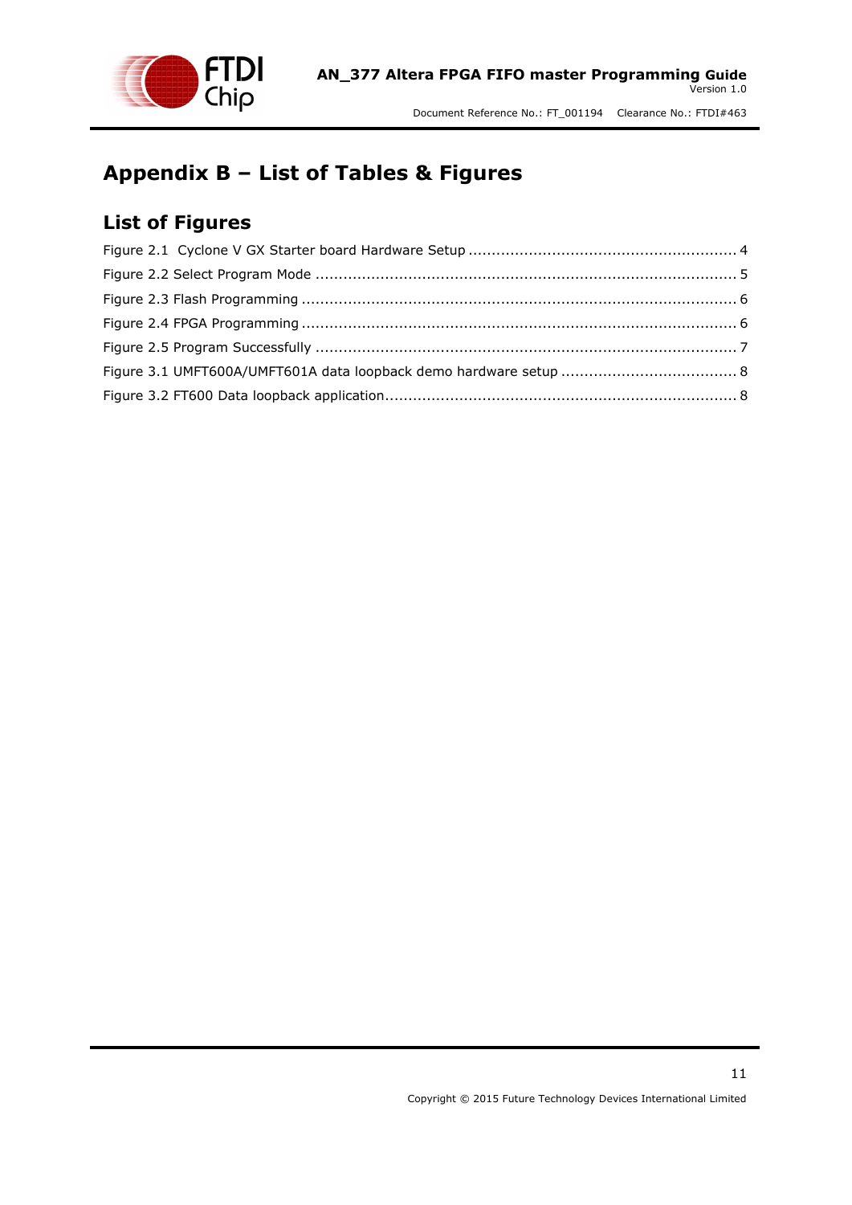# Appendix B – List of Tables & Figures

## List of Figures

Figure 2.1 Cyclone V GX Starter board Hardware Setup ........................................................ 4

Figure 2.2 Select Program Mode ......................................................................................... 5

Figure 2.3 Flash Programming ............................................................................................ 6

Figure 2.4 FPGA Programming ............................................................................................ 6

Figure 2.5 Program Successfully ......................................................................................... 7

Figure 3.1 UMFT600A/UMFT601A data loopback demo hardware setup ..................................... 8

Figure 3.2 FT600 Data loopback application.......................................................................... 8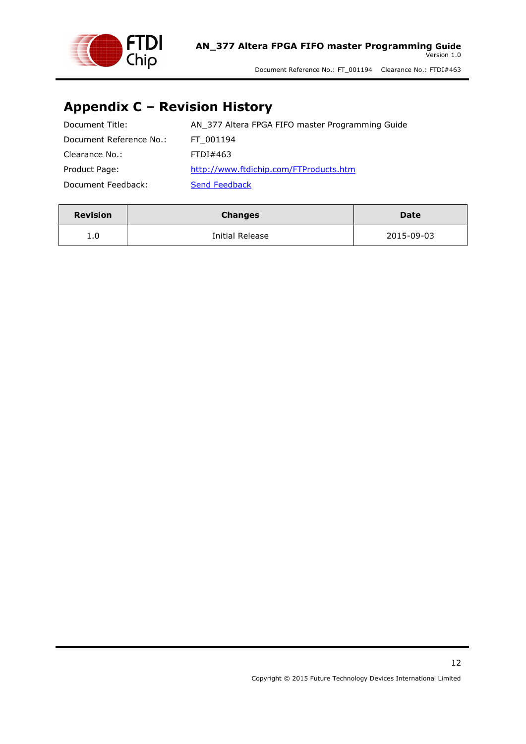# Appendix C – Revision History

| | |
|---|---|
| Document Title: | AN_377 Altera FPGA FIFO master Programming Guide |
| Document Reference No.: | FT_001194 |
| Clearance No.: | FTDI#463 |
| Product Page: | [http://www.ftdichip.com/FTProducts.htm](http://www.ftdichip.com/FTProducts.htm) |
| Document Feedback: | Send Feedback |

| Revision | Changes | Date |
|---|---|---|
| 1.0 | Initial Release | 2015-09-03 |